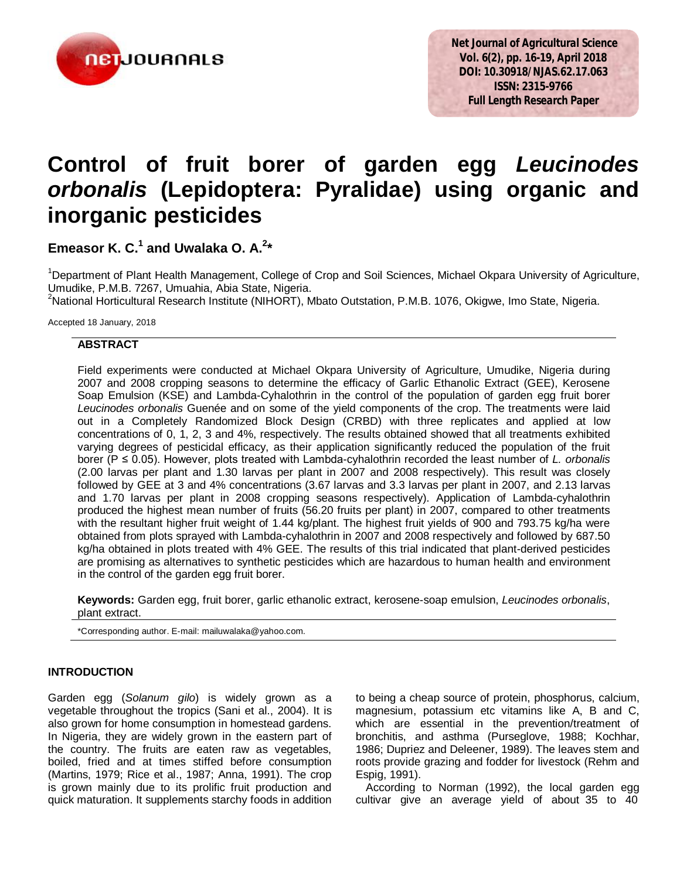# Control of fruit borer of garden egg *Leucinodes orbonalis* (Lepidoptera: Pyralidae) using organic and inorganic pesticides

**Emeasor K. C.[1] and Uwalaka O. A.[2]***

[1]Department of Plant Health Management, College of Crop and Soil Sciences, Michael Okpara University of Agriculture, Umudike, P.M.B. 7267, Umuahia, Abia State, Nigeria.

[2]National Horticultural Research Institute (NIHORT), Mbato Outstation, P.M.B. 1076, Okigwe, Imo State, Nigeria.

Accepted 18 January, 2018

## ABSTRACT

Field experiments were conducted at Michael Okpara University of Agriculture, Umudike, Nigeria during 2007 and 2008 cropping seasons to determine the efficacy of Garlic Ethanolic Extract (GEE), Kerosene Soap Emulsion (KSE) and Lambda-Cyhalothrin in the control of the population of garden egg fruit borer *Leucinodes orbonalis* Guenée and on some of the yield components of the crop. The treatments were laid out in a Completely Randomized Block Design (CRBD) with three replicates and applied at low concentrations of 0, 1, 2, 3 and 4%, respectively. The results obtained showed that all treatments exhibited varying degrees of pesticidal efficacy, as their application significantly reduced the population of the fruit borer ($P \leq 0.05$). However, plots treated with Lambda-cyhalothrin recorded the least number of *L. orbonalis* (2.00 larvas per plant and 1.30 larvas per plant in 2007 and 2008 respectively). This result was closely followed by GEE at 3 and 4% concentrations (3.67 larvas and 3.3 larvas per plant in 2007, and 2.13 larvas and 1.70 larvas per plant in 2008 cropping seasons respectively). Application of Lambda-cyhalothrin produced the highest mean number of fruits (56.20 fruits per plant) in 2007, compared to other treatments with the resultant higher fruit weight of 1.44 kg/plant. The highest fruit yields of 900 and 793.75 kg/ha were obtained from plots sprayed with Lambda-cyhalothrin in 2007 and 2008 respectively and followed by 687.50 kg/ha obtained in plots treated with 4% GEE. The results of this trial indicated that plant-derived pesticides are promising as alternatives to synthetic pesticides which are hazardous to human health and environment in the control of the garden egg fruit borer.

**Keywords:** Garden egg, fruit borer, garlic ethanolic extract, kerosene-soap emulsion, *Leucinodes orbonalis*, plant extract.

*Corresponding author. E-mail: mailuwalaka@yahoo.com.

## INTRODUCTION

Garden egg (*Solanum gilo*) is widely grown as a vegetable throughout the tropics (Sani et al., 2004). It is also grown for home consumption in homestead gardens. In Nigeria, they are widely grown in the eastern part of the country. The fruits are eaten raw as vegetables, boiled, fried and at times stiffed before consumption (Martins, 1979; Rice et al., 1987; Anna, 1991). The crop is grown mainly due to its prolific fruit production and quick maturation. It supplements starchy foods in addition to being a cheap source of protein, phosphorus, calcium, magnesium, potassium etc vitamins like A, B and C, which are essential in the prevention/treatment of bronchitis, and asthma (Purseglove, 1988; Kochhar, 1986; Dupriez and Deleener, 1989). The leaves stem and roots provide grazing and fodder for livestock (Rehm and Espig, 1991).

According to Norman (1992), the local garden egg cultivar give an average yield of about 35 to 40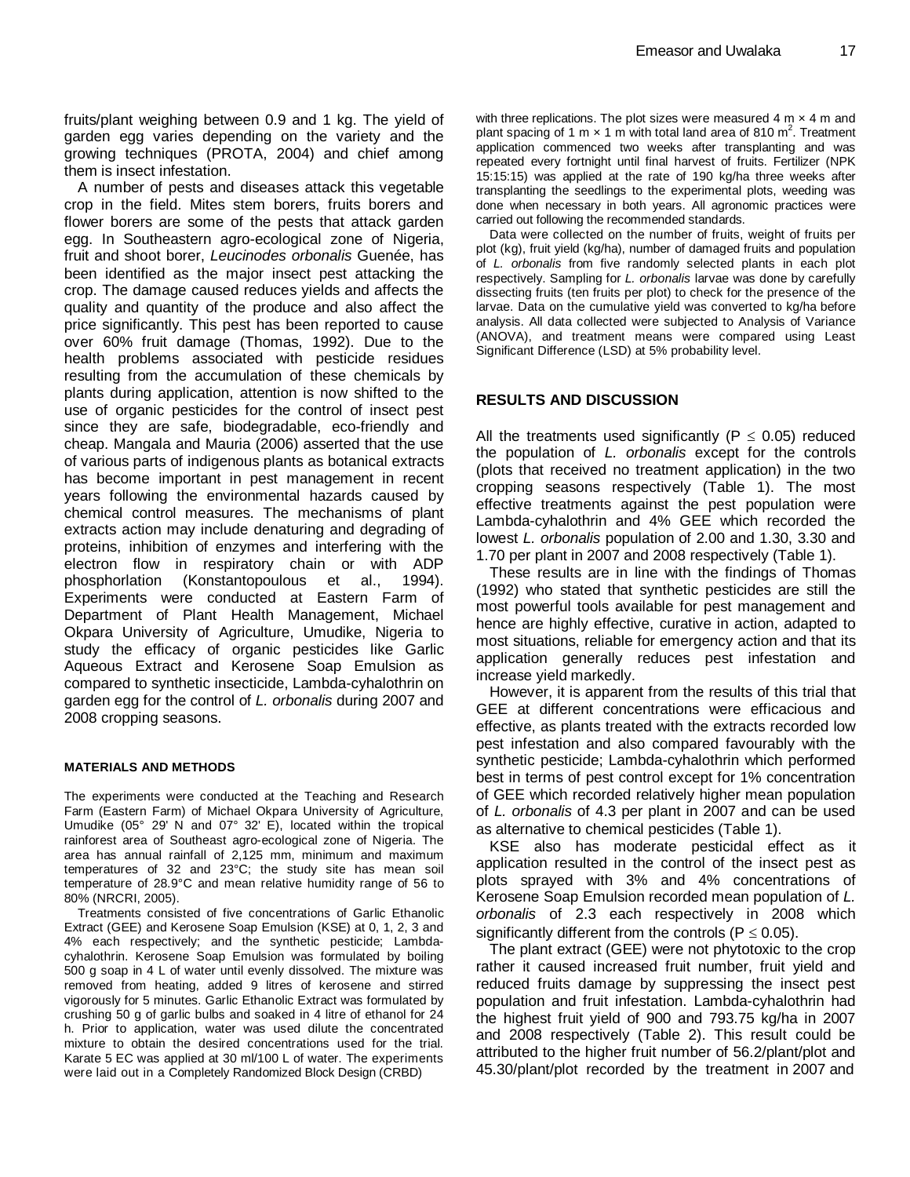fruits/plant weighing between 0.9 and 1 kg. The yield of garden egg varies depending on the variety and the growing techniques (PROTA, 2004) and chief among them is insect infestation.

A number of pests and diseases attack this vegetable crop in the field. Mites stem borers, fruits borers and flower borers are some of the pests that attack garden egg. In Southeastern agro-ecological zone of Nigeria, fruit and shoot borer, *Leucinodes orbonalis* Guenée, has been identified as the major insect pest attacking the crop. The damage caused reduces yields and affects the quality and quantity of the produce and also affect the price significantly. This pest has been reported to cause over 60% fruit damage (Thomas, 1992). Due to the health problems associated with pesticide residues resulting from the accumulation of these chemicals by plants during application, attention is now shifted to the use of organic pesticides for the control of insect pest since they are safe, biodegradable, eco-friendly and cheap. Mangala and Mauria (2006) asserted that the use of various parts of indigenous plants as botanical extracts has become important in pest management in recent years following the environmental hazards caused by chemical control measures. The mechanisms of plant extracts action may include denaturing and degrading of proteins, inhibition of enzymes and interfering with the electron flow in respiratory chain or with ADP phosphorlation (Konstantopoulous et al., 1994). Experiments were conducted at Eastern Farm of Department of Plant Health Management, Michael Okpara University of Agriculture, Umudike, Nigeria to study the efficacy of organic pesticides like Garlic Aqueous Extract and Kerosene Soap Emulsion as compared to synthetic insecticide, Lambda-cyhalothrin on garden egg for the control of *L. orbonalis* during 2007 and 2008 cropping seasons.

## MATERIALS AND METHODS

The experiments were conducted at the Teaching and Research Farm (Eastern Farm) of Michael Okpara University of Agriculture, Umudike (05° 29' N and 07° 32' E), located within the tropical rainforest area of Southeast agro-ecological zone of Nigeria. The area has annual rainfall of 2,125 mm, minimum and maximum temperatures of 32 and 23°C; the study site has mean soil temperature of 28.9°C and mean relative humidity range of 56 to 80% (NRCRI, 2005).

Treatments consisted of five concentrations of Garlic Ethanolic Extract (GEE) and Kerosene Soap Emulsion (KSE) at 0, 1, 2, 3 and 4% each respectively; and the synthetic pesticide; Lambda-cyhalothrin. Kerosene Soap Emulsion was formulated by boiling 500 g soap in 4 L of water until evenly dissolved. The mixture was removed from heating, added 9 litres of kerosene and stirred vigorously for 5 minutes. Garlic Ethanolic Extract was formulated by crushing 50 g of garlic bulbs and soaked in 4 litre of ethanol for 24 h. Prior to application, water was used dilute the concentrated mixture to obtain the desired concentrations used for the trial. Karate 5 EC was applied at 30 ml/100 L of water. The experiments were laid out in a Completely Randomized Block Design (CRBD) with three replications. The plot sizes were measured 4 m × 4 m and plant spacing of 1 m × 1 m with total land area of 810 $m^2$. Treatment application commenced two weeks after transplanting and was repeated every fortnight until final harvest of fruits. Fertilizer (NPK 15:15:15) was applied at the rate of 190 kg/ha three weeks after transplanting the seedlings to the experimental plots, weeding was done when necessary in both years. All agronomic practices were carried out following the recommended standards.

Data were collected on the number of fruits, weight of fruits per plot (kg), fruit yield (kg/ha), number of damaged fruits and population of *L. orbonalis* from five randomly selected plants in each plot respectively. Sampling for *L. orbonalis* larvae was done by carefully dissecting fruits (ten fruits per plot) to check for the presence of the larvae. Data on the cumulative yield was converted to kg/ha before analysis. All data collected were subjected to Analysis of Variance (ANOVA), and treatment means were compared using Least Significant Difference (LSD) at 5% probability level.

## RESULTS AND DISCUSSION

All the treatments used significantly ($P \leq 0.05$) reduced the population of *L. orbonalis* except for the controls (plots that received no treatment application) in the two cropping seasons respectively (Table 1). The most effective treatments against the pest population were Lambda-cyhalothrin and 4% GEE which recorded the lowest *L. orbonalis* population of 2.00 and 1.30, 3.30 and 1.70 per plant in 2007 and 2008 respectively (Table 1).

These results are in line with the findings of Thomas (1992) who stated that synthetic pesticides are still the most powerful tools available for pest management and hence are highly effective, curative in action, adapted to most situations, reliable for emergency action and that its application generally reduces pest infestation and increase yield markedly.

However, it is apparent from the results of this trial that GEE at different concentrations were efficacious and effective, as plants treated with the extracts recorded low pest infestation and also compared favourably with the synthetic pesticide; Lambda-cyhalothrin which performed best in terms of pest control except for 1% concentration of GEE which recorded relatively higher mean population of *L. orbonalis* of 4.3 per plant in 2007 and can be used as alternative to chemical pesticides (Table 1).

KSE also has moderate pesticidal effect as it application resulted in the control of the insect pest as plots sprayed with 3% and 4% concentrations of Kerosene Soap Emulsion recorded mean population of *L. orbonalis* of 2.3 each respectively in 2008 which significantly different from the controls ($P \leq 0.05$).

The plant extract (GEE) were not phytotoxic to the crop rather it caused increased fruit number, fruit yield and reduced fruits damage by suppressing the insect pest population and fruit infestation. Lambda-cyhalothrin had the highest fruit yield of 900 and 793.75 kg/ha in 2007 and 2008 respectively (Table 2). This result could be attributed to the higher fruit number of 56.2/plant/plot and 45.30/plant/plot recorded by the treatment in 2007 and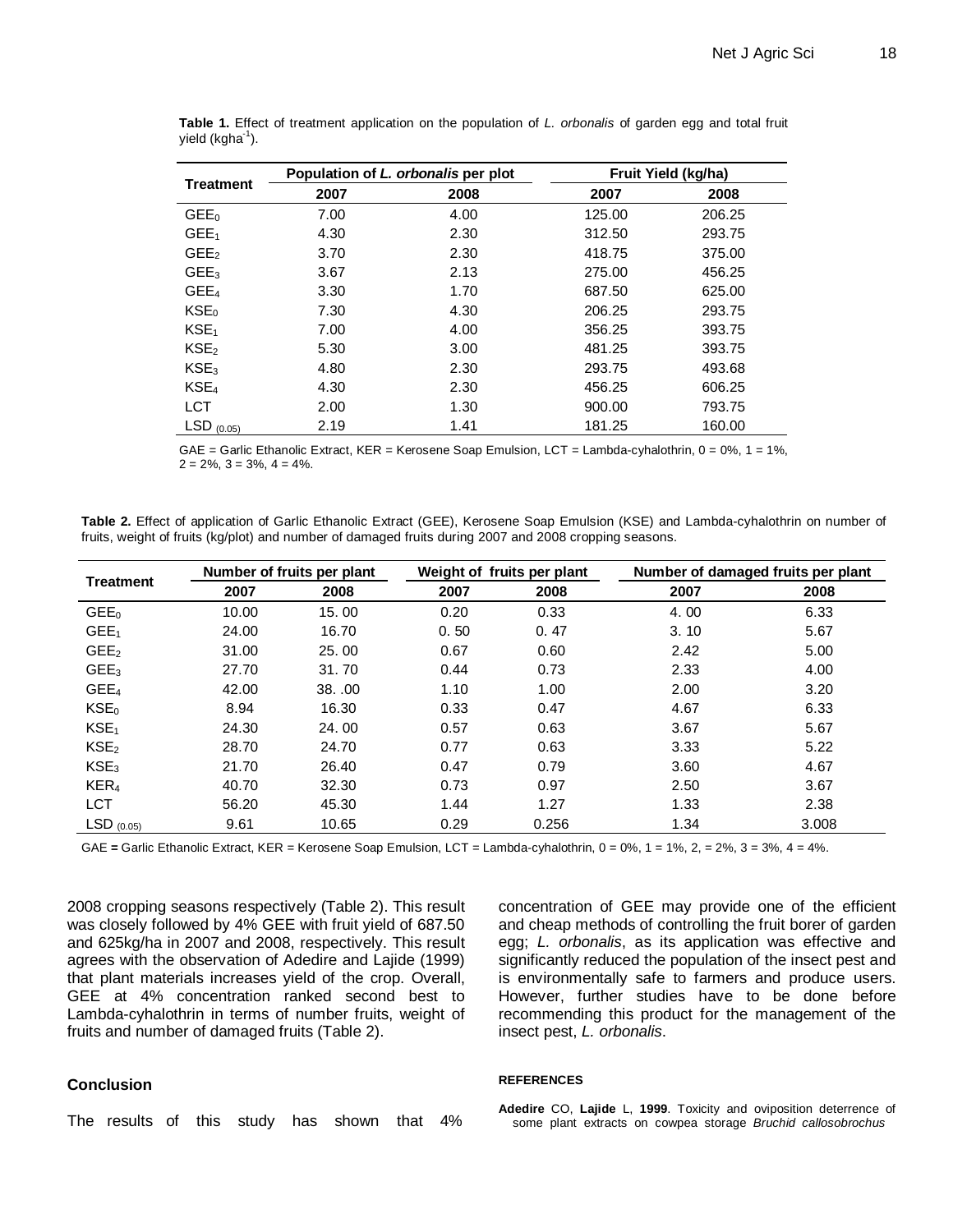**Table 1.** Effect of treatment application on the population of *L. orbonalis* of garden egg and total fruit yield ($kgha^{-1}$).

| Treatment | Population of *L. orbonalis* per plot | | Fruit Yield (kg/ha) | |
|---|---|---|---|---|
| | 2007 | 2008 | 2007 | 2008 |
| $GEE_0$ | 7.00 | 4.00 | 125.00 | 206.25 |
| $GEE_1$ | 4.30 | 2.30 | 312.50 | 293.75 |
| $GEE_2$ | 3.70 | 2.30 | 418.75 | 375.00 |
| $GEE_3$ | 3.67 | 2.13 | 275.00 | 456.25 |
| $GEE_4$ | 3.30 | 1.70 | 687.50 | 625.00 |
| $KSE_0$ | 7.30 | 4.30 | 206.25 | 293.75 |
| $KSE_1$ | 7.00 | 4.00 | 356.25 | 393.75 |
| $KSE_2$ | 5.30 | 3.00 | 481.25 | 393.75 |
| $KSE_3$ | 4.80 | 2.30 | 293.75 | 493.68 |
| $KSE_4$ | 4.30 | 2.30 | 456.25 | 606.25 |
| LCT | 2.00 | 1.30 | 900.00 | 793.75 |
| $LSD_{(0.05)}$ | 2.19 | 1.41 | 181.25 | 160.00 |

GAE = Garlic Ethanolic Extract, KER = Kerosene Soap Emulsion, LCT = Lambda-cyhalothrin, 0 = 0%, 1 = 1%, 2 = 2%, 3 = 3%, 4 = 4%.

**Table 2.** Effect of application of Garlic Ethanolic Extract (GEE), Kerosene Soap Emulsion (KSE) and Lambda-cyhalothrin on number of fruits, weight of fruits (kg/plot) and number of damaged fruits during 2007 and 2008 cropping seasons.

| Treatment | Number of fruits per plant | | Weight of fruits per plant | | Number of damaged fruits per plant | |
|---|---|---|---|---|---|---|
| | 2007 | 2008 | 2007 | 2008 | 2007 | 2008 |
| $GEE_0$ | 10.00 | 15. 00 | 0.20 | 0.33 | 4. 00 | 6.33 |
| $GEE_1$ | 24.00 | 16.70 | 0. 50 | 0. 47 | 3. 10 | 5.67 |
| $GEE_2$ | 31.00 | 25. 00 | 0.67 | 0.60 | 2.42 | 5.00 |
| $GEE_3$ | 27.70 | 31. 70 | 0.44 | 0.73 | 2.33 | 4.00 |
| $GEE_4$ | 42.00 | 38. .00 | 1.10 | 1.00 | 2.00 | 3.20 |
| $KSE_0$ | 8.94 | 16.30 | 0.33 | 0.47 | 4.67 | 6.33 |
| $KSE_1$ | 24.30 | 24. 00 | 0.57 | 0.63 | 3.67 | 5.67 |
| $KSE_2$ | 28.70 | 24.70 | 0.77 | 0.63 | 3.33 | 5.22 |
| $KSE_3$ | 21.70 | 26.40 | 0.47 | 0.79 | 3.60 | 4.67 |
| $KER_4$ | 40.70 | 32.30 | 0.73 | 0.97 | 2.50 | 3.67 |
| LCT | 56.20 | 45.30 | 1.44 | 1.27 | 1.33 | 2.38 |
| $LSD_{(0.05)}$ | 9.61 | 10.65 | 0.29 | 0.256 | 1.34 | 3.008 |

GAE = Garlic Ethanolic Extract, KER = Kerosene Soap Emulsion, LCT = Lambda-cyhalothrin, 0 = 0%, 1 = 1%, 2, = 2%, 3 = 3%, 4 = 4%.

2008 cropping seasons respectively (Table 2). This result was closely followed by 4% GEE with fruit yield of 687.50 and 625kg/ha in 2007 and 2008, respectively. This result agrees with the observation of Adedire and Lajide (1999) that plant materials increases yield of the crop. Overall, GEE at 4% concentration ranked second best to Lambda-cyhalothrin in terms of number fruits, weight of fruits and number of damaged fruits (Table 2).

## Conclusion

The results of this study has shown that 4% concentration of GEE may provide one of the efficient and cheap methods of controlling the fruit borer of garden egg; *L. orbonalis*, as its application was effective and significantly reduced the population of the insect pest and is environmentally safe to farmers and produce users. However, further studies have to be done before recommending this product for the management of the insect pest, *L. orbonalis*.

### REFERENCES

**Adedire** CO, **Lajide** L, **1999**. Toxicity and oviposition deterrence of some plant extracts on cowpea storage *Bruchid callosobrochus*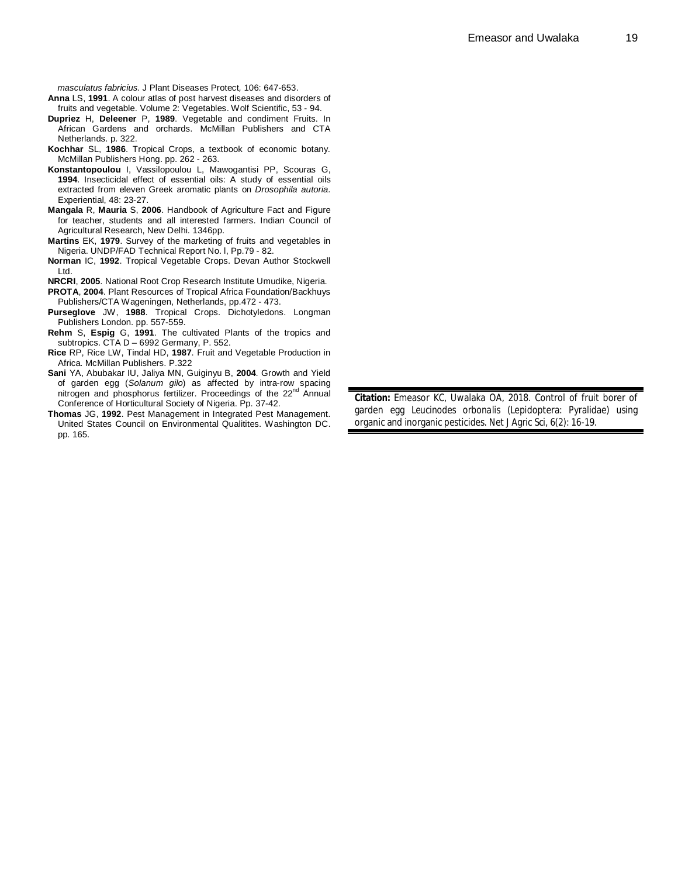*masculatus fabricius.* J Plant Diseases Protect, 106: 647-653.

**Anna** LS, **1991**. A colour atlas of post harvest diseases and disorders of fruits and vegetable. Volume 2: Vegetables. Wolf Scientific, 53 - 94.

**Dupriez** H, **Deleener** P, **1989**. Vegetable and condiment Fruits. In African Gardens and orchards. McMillan Publishers and CTA Netherlands. p. 322.

**Kochhar** SL, **1986**. Tropical Crops, a textbook of economic botany. McMillan Publishers Hong. pp. 262 - 263.

**Konstantopoulou** I, Vassilopoulou L, Mawogantisi PP, Scouras G, **1994**. Insecticidal effect of essential oils: A study of essential oils extracted from eleven Greek aromatic plants on *Drosophila autoria.* Experiential, 48: 23-27.

**Mangala** R, **Mauria** S, **2006**. Handbook of Agriculture Fact and Figure for teacher, students and all interested farmers. Indian Council of Agricultural Research, New Delhi. 1346pp.

**Martins** EK, **1979**. Survey of the marketing of fruits and vegetables in Nigeria. UNDP/FAD Technical Report No. l, Pp.79 - 82.

**Norman** IC, **1992**. Tropical Vegetable Crops. Devan Author Stockwell Ltd.

**NRCRI**, **2005**. National Root Crop Research Institute Umudike, Nigeria.

**PROTA**, **2004**. Plant Resources of Tropical Africa Foundation/Backhuys Publishers/CTA Wageningen, Netherlands, pp.472 - 473.

**Purseglove** JW, **1988**. Tropical Crops. Dichotyledons. Longman Publishers London. pp. 557-559.

**Rehm** S, **Espig** G, **1991**. The cultivated Plants of the tropics and subtropics. CTA D – 6992 Germany, P. 552.

**Rice** RP, Rice LW, Tindal HD, **1987**. Fruit and Vegetable Production in Africa. McMillan Publishers. P.322

**Sani** YA, Abubakar IU, Jaliya MN, Guiginyu B, **2004**. Growth and Yield of garden egg (*Solanum gilo*) as affected by intra-row spacing nitrogen and phosphorus fertilizer. Proceedings of the 22nd Annual Conference of Horticultural Society of Nigeria. Pp. 37-42.

**Thomas** JG, **1992**. Pest Management in Integrated Pest Management. United States Council on Environmental Qualitites. Washington DC. pp. 165.

---

**Citation:** Emeasor KC, Uwalaka OA, 2018. Control of fruit borer of garden egg *Leucinodes orbonalis* (Lepidoptera: Pyralidae) using organic and inorganic pesticides. Net J Agric Sci, 6(2): 16-19.

---